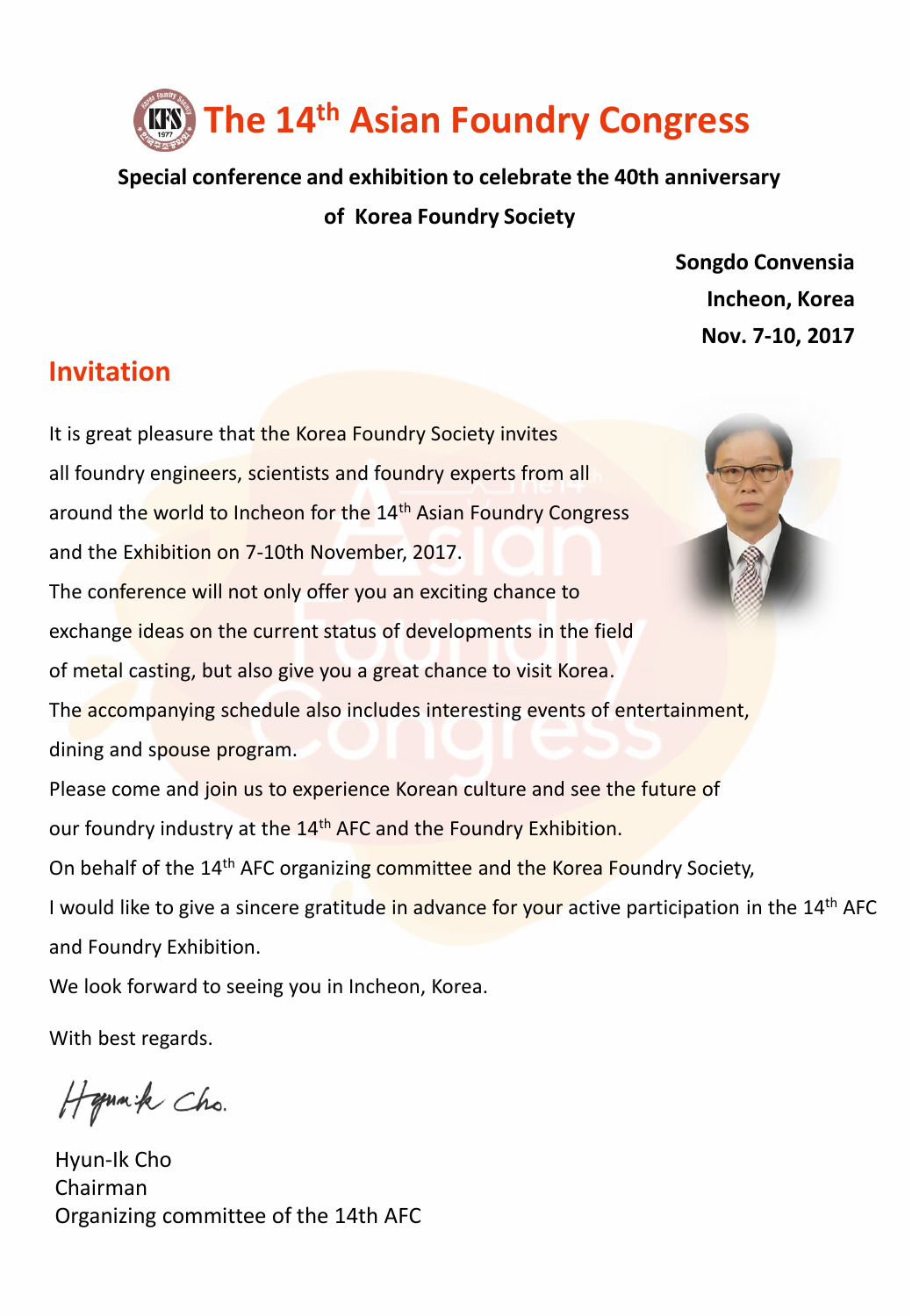# The 14th Asian Foundry Congress

**Special conference and exhibition to celebrate the 40th anniversary of Korea Foundry Society**

**Songdo Convensia**
**Incheon, Korea**
**Nov. 7-10, 2017**

## Invitation

It is great pleasure that the Korea Foundry Society invites all foundry engineers, scientists and foundry experts from all around the world to Incheon for the 14th Asian Foundry Congress and the Exhibition on 7-10th November, 2017.
The conference will not only offer you an exciting chance to exchange ideas on the current status of developments in the field of metal casting, but also give you a great chance to visit Korea.
The accompanying schedule also includes interesting events of entertainment, dining and spouse program.
Please come and join us to experience Korean culture and see the future of our foundry industry at the 14th AFC and the Foundry Exhibition.
On behalf of the 14th AFC organizing committee and the Korea Foundry Society, I would like to give a sincere gratitude in advance for your active participation in the 14th AFC and Foundry Exhibition.
We look forward to seeing you in Incheon, Korea.

With best regards.

Hyun-Ik Cho
Chairman
Organizing committee of the 14th AFC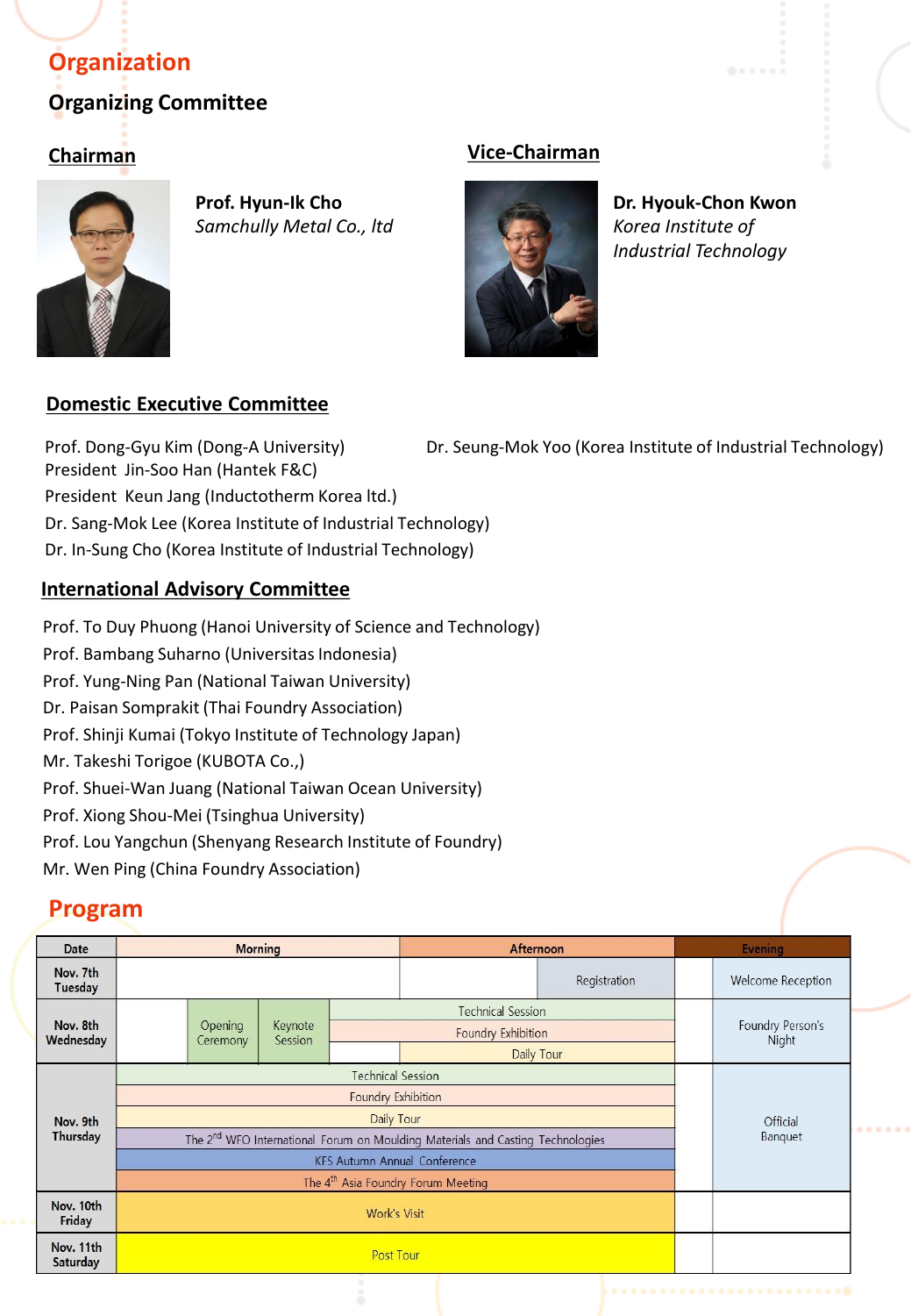## Organization

### Organizing Committee

**Chairman**

**Prof. Hyun-Ik Cho**
*Samchully Metal Co., ltd*

**Vice-Chairman**

**Dr. Hyouk-Chon Kwon**
*Korea Institute of Industrial Technology*

**Domestic Executive Committee**

Prof. Dong-Gyu Kim (Dong-A University)
Dr. Seung-Mok Yoo (Korea Institute of Industrial Technology)
President Jin-Soo Han (Hantek F&C)
President Keun Jang (Inductotherm Korea ltd.)
Dr. Sang-Mok Lee (Korea Institute of Industrial Technology)
Dr. In-Sung Cho (Korea Institute of Industrial Technology)

**International Advisory Committee**

Prof. To Duy Phuong (Hanoi University of Science and Technology)
Prof. Bambang Suharno (Universitas Indonesia)
Prof. Yung-Ning Pan (National Taiwan University)
Dr. Paisan Somprakit (Thai Foundry Association)
Prof. Shinji Kumai (Tokyo Institute of Technology Japan)
Mr. Takeshi Torigoe (KUBOTA Co.,)
Prof. Shuei-Wan Juang (National Taiwan Ocean University)
Prof. Xiong Shou-Mei (Tsinghua University)
Prof. Lou Yangchun (Shenyang Research Institute of Foundry)
Mr. Wen Ping (China Foundry Association)

## Program

| Date | Morning | Afternoon | Evening |
|---|---|---|---|
| Nov. 7th Tuesday | | Registration | Welcome Reception |
| Nov. 8th Wednesday | Opening Ceremony; Keynote Session | Technical Session; Foundry Exhibition; Daily Tour | Foundry Person's Night |
| Nov. 9th Thursday | Technical Session; Foundry Exhibition; Daily Tour; The 2nd WFO International Forum on Moulding Materials and Casting Technologies; KFS Autumn Annual Conference; The 4th Asia Foundry Forum Meeting | | Official Banquet |
| Nov. 10th Friday | Work's Visit | | |
| Nov. 11th Saturday | Post Tour | | |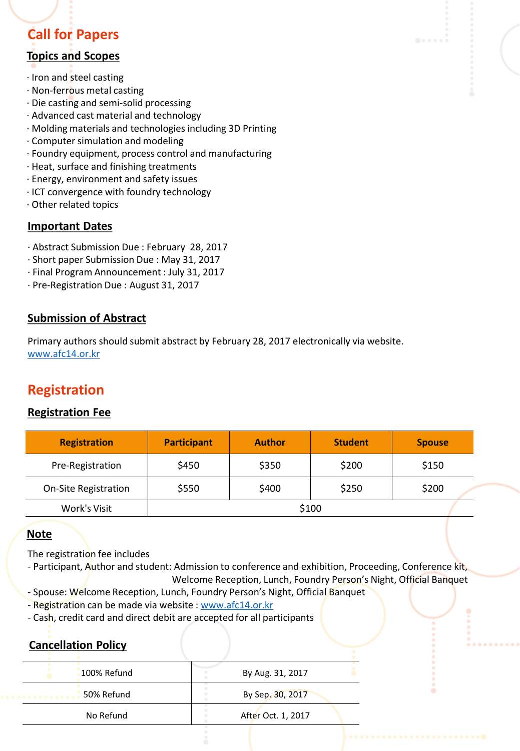# Call for Papers

## Topics and Scopes

· Iron and steel casting
· Non-ferrous metal casting
· Die casting and semi-solid processing
· Advanced cast material and technology
· Molding materials and technologies including 3D Printing
· Computer simulation and modeling
· Foundry equipment, process control and manufacturing
· Heat, surface and finishing treatments
· Energy, environment and safety issues
· ICT convergence with foundry technology
· Other related topics

## Important Dates

· Abstract Submission Due : February 28, 2017
· Short paper Submission Due : May 31, 2017
· Final Program Announcement : July 31, 2017
· Pre-Registration Due : August 31, 2017

## Submission of Abstract

Primary authors should submit abstract by February 28, 2017 electronically via website.
www.afc14.or.kr

# Registration

## Registration Fee

| Registration | Participant | Author | Student | Spouse |
|---|---|---|---|---|
| Pre-Registration | $450 | $350 | $200 | $150 |
| On-Site Registration | $550 | $400 | $250 | $200 |
| Work's Visit | $100 | | | |

## Note

The registration fee includes
- Participant, Author and student: Admission to conference and exhibition, Proceeding, Conference kit, Welcome Reception, Lunch, Foundry Person's Night, Official Banquet
- Spouse: Welcome Reception, Lunch, Foundry Person's Night, Official Banquet
- Registration can be made via website : www.afc14.or.kr
- Cash, credit card and direct debit are accepted for all participants

## Cancellation Policy

| | |
|---|---|
| 100% Refund | By Aug. 31, 2017 |
| 50% Refund | By Sep. 30, 2017 |
| No Refund | After Oct. 1, 2017 |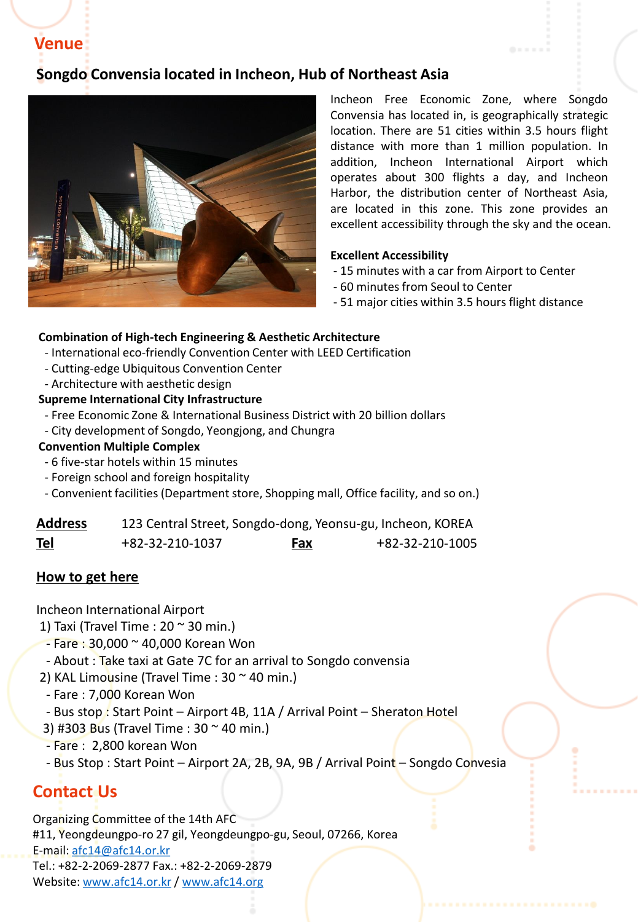## Venue

### Songdo Convensia located in Incheon, Hub of Northeast Asia

Incheon Free Economic Zone, where Songdo Convensia has located in, is geographically strategic location. There are 51 cities within 3.5 hours flight distance with more than 1 million population. In addition, Incheon International Airport which operates about 300 flights a day, and Incheon Harbor, the distribution center of Northeast Asia, are located in this zone. This zone provides an excellent accessibility through the sky and the ocean.

**Excellent Accessibility**

- 15 minutes with a car from Airport to Center
- 60 minutes from Seoul to Center
- 51 major cities within 3.5 hours flight distance

**Combination of High-tech Engineering & Aesthetic Architecture**

- International eco-friendly Convention Center with LEED Certification
- Cutting-edge Ubiquitous Convention Center
- Architecture with aesthetic design

**Supreme International City Infrastructure**

- Free Economic Zone & International Business District with 20 billion dollars
- City development of Songdo, Yeongjong, and Chungra

**Convention Multiple Complex**

- 6 five-star hotels within 15 minutes
- Foreign school and foreign hospitality
- Convenient facilities (Department store, Shopping mall, Office facility, and so on.)

**Address** 123 Central Street, Songdo-dong, Yeonsu-gu, Incheon, KOREA

**Tel** +82-32-210-1037 **Fax** +82-32-210-1005

### How to get here

Incheon International Airport

1) Taxi (Travel Time : 20 ~ 30 min.)
   - Fare : 30,000 ~ 40,000 Korean Won
   - About : Take taxi at Gate 7C for an arrival to Songdo convensia
2) KAL Limousine (Travel Time : 30 ~ 40 min.)
   - Fare : 7,000 Korean Won
   - Bus stop : Start Point – Airport 4B, 11A / Arrival Point – Sheraton Hotel
3) #303 Bus (Travel Time : 30 ~ 40 min.)
   - Fare : 2,800 korean Won
   - Bus Stop : Start Point – Airport 2A, 2B, 9A, 9B / Arrival Point – Songdo Convesia

## Contact Us

Organizing Committee of the 14th AFC
#11, Yeongdeungpo-ro 27 gil, Yeongdeungpo-gu, Seoul, 07266, Korea
E-mail: afc14@afc14.or.kr
Tel.: +82-2-2069-2877 Fax.: +82-2-2069-2879
Website: www.afc14.or.kr / www.afc14.org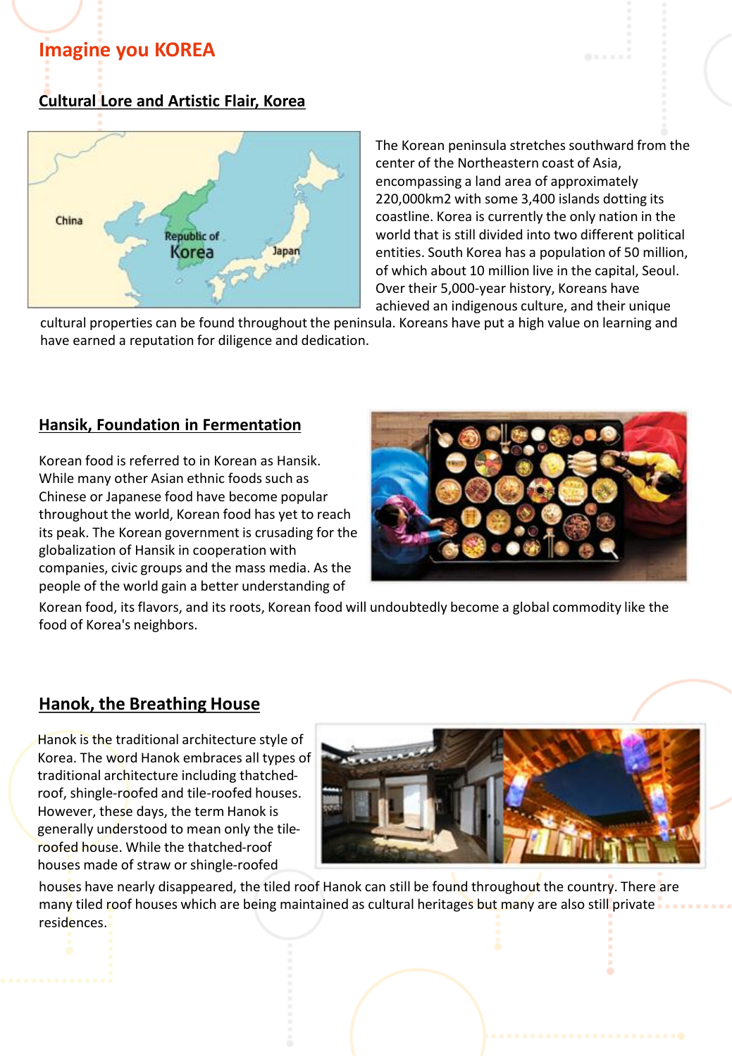# Imagine you KOREA

## Cultural Lore and Artistic Flair, Korea

The Korean peninsula stretches southward from the center of the Northeastern coast of Asia, encompassing a land area of approximately 220,000km2 with some 3,400 islands dotting its coastline. Korea is currently the only nation in the world that is still divided into two different political entities. South Korea has a population of 50 million, of which about 10 million live in the capital, Seoul. Over their 5,000-year history, Koreans have achieved an indigenous culture, and their unique cultural properties can be found throughout the peninsula. Koreans have put a high value on learning and have earned a reputation for diligence and dedication.

## Hansik, Foundation in Fermentation

Korean food is referred to in Korean as Hansik. While many other Asian ethnic foods such as Chinese or Japanese food have become popular throughout the world, Korean food has yet to reach its peak. The Korean government is crusading for the globalization of Hansik in cooperation with companies, civic groups and the mass media. As the people of the world gain a better understanding of Korean food, its flavors, and its roots, Korean food will undoubtedly become a global commodity like the food of Korea's neighbors.

## Hanok, the Breathing House

Hanok is the traditional architecture style of Korea. The word Hanok embraces all types of traditional architecture including thatched-roof, shingle-roofed and tile-roofed houses. However, these days, the term Hanok is generally understood to mean only the tile-roofed house. While the thatched-roof houses made of straw or shingle-roofed houses have nearly disappeared, the tiled roof Hanok can still be found throughout the country. There are many tiled roof houses which are being maintained as cultural heritages but many are also still private residences.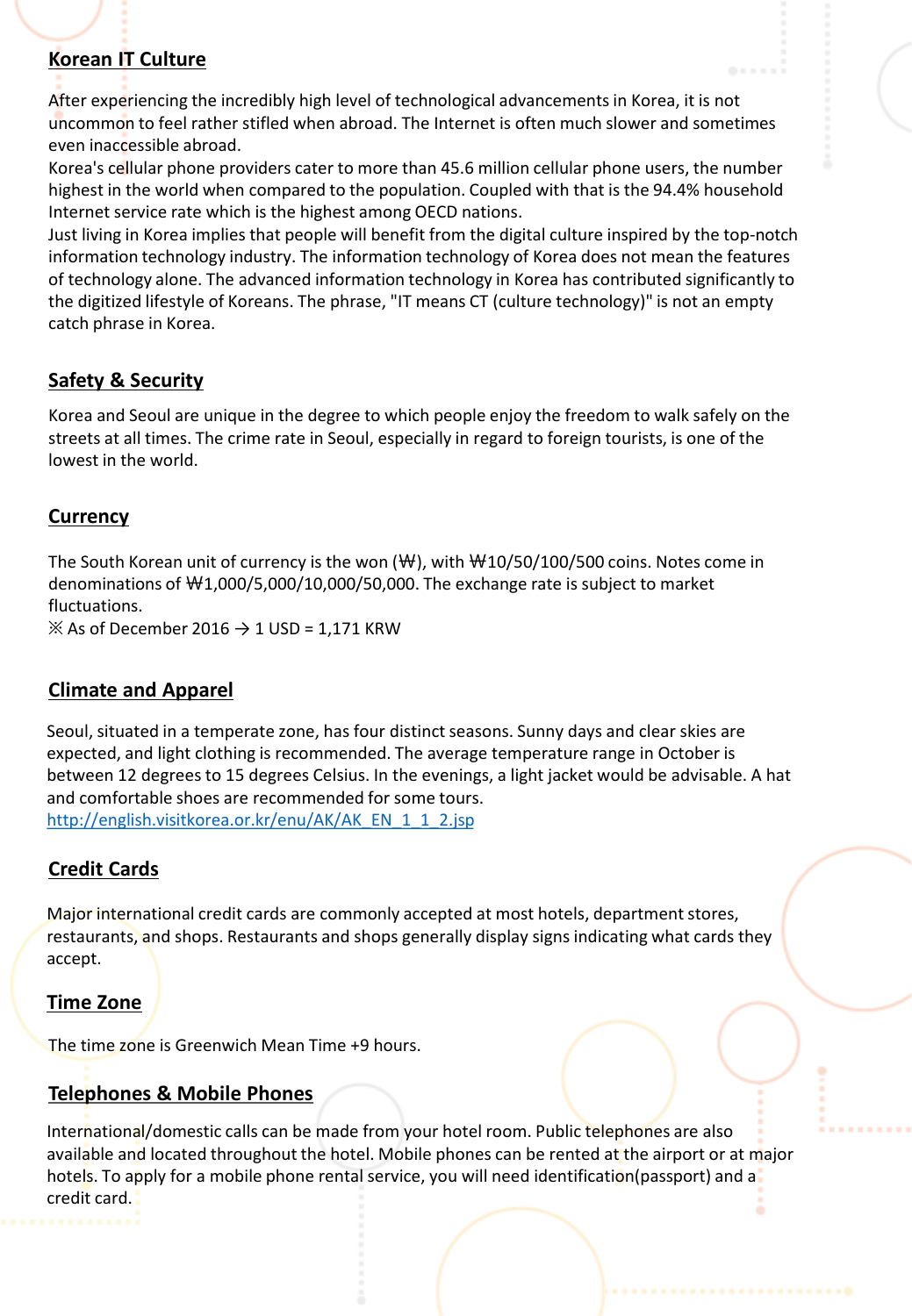## Korean IT Culture

After experiencing the incredibly high level of technological advancements in Korea, it is not uncommon to feel rather stifled when abroad. The Internet is often much slower and sometimes even inaccessible abroad.
Korea's cellular phone providers cater to more than 45.6 million cellular phone users, the number highest in the world when compared to the population. Coupled with that is the 94.4% household Internet service rate which is the highest among OECD nations.
Just living in Korea implies that people will benefit from the digital culture inspired by the top-notch information technology industry. The information technology of Korea does not mean the features of technology alone. The advanced information technology in Korea has contributed significantly to the digitized lifestyle of Koreans. The phrase, "IT means CT (culture technology)" is not an empty catch phrase in Korea.

## Safety & Security

Korea and Seoul are unique in the degree to which people enjoy the freedom to walk safely on the streets at all times. The crime rate in Seoul, especially in regard to foreign tourists, is one of the lowest in the world.

## Currency

The South Korean unit of currency is the won (₩), with ₩10/50/100/500 coins. Notes come in denominations of ₩1,000/5,000/10,000/50,000. The exchange rate is subject to market fluctuations.
※ As of December 2016 → 1 USD = 1,171 KRW

## Climate and Apparel

Seoul, situated in a temperate zone, has four distinct seasons. Sunny days and clear skies are expected, and light clothing is recommended. The average temperature range in October is between 12 degrees to 15 degrees Celsius. In the evenings, a light jacket would be advisable. A hat and comfortable shoes are recommended for some tours.
http://english.visitkorea.or.kr/enu/AK/AK_EN_1_1_2.jsp

## Credit Cards

Major international credit cards are commonly accepted at most hotels, department stores, restaurants, and shops. Restaurants and shops generally display signs indicating what cards they accept.

## Time Zone

The time zone is Greenwich Mean Time +9 hours.

## Telephones & Mobile Phones

International/domestic calls can be made from your hotel room. Public telephones are also available and located throughout the hotel. Mobile phones can be rented at the airport or at major hotels. To apply for a mobile phone rental service, you will need identification(passport) and a credit card.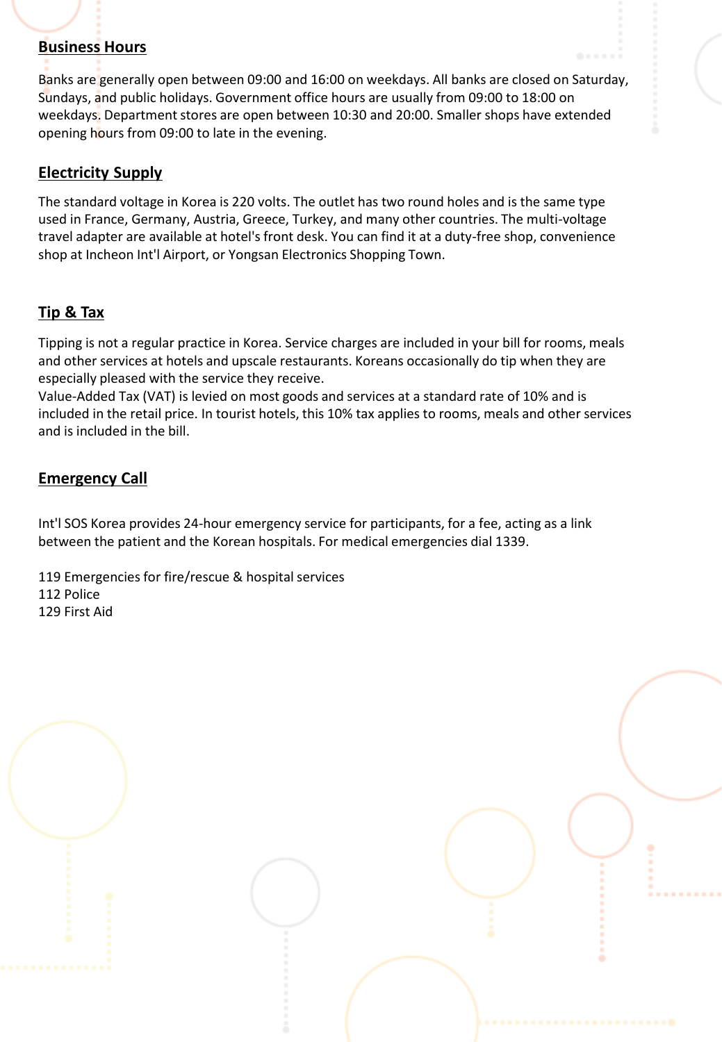## Business Hours

Banks are generally open between 09:00 and 16:00 on weekdays. All banks are closed on Saturday, Sundays, and public holidays. Government office hours are usually from 09:00 to 18:00 on weekdays. Department stores are open between 10:30 and 20:00. Smaller shops have extended opening hours from 09:00 to late in the evening.

## Electricity Supply

The standard voltage in Korea is 220 volts. The outlet has two round holes and is the same type used in France, Germany, Austria, Greece, Turkey, and many other countries. The multi-voltage travel adapter are available at hotel's front desk. You can find it at a duty-free shop, convenience shop at Incheon Int'l Airport, or Yongsan Electronics Shopping Town.

## Tip & Tax

Tipping is not a regular practice in Korea. Service charges are included in your bill for rooms, meals and other services at hotels and upscale restaurants. Koreans occasionally do tip when they are especially pleased with the service they receive.
Value-Added Tax (VAT) is levied on most goods and services at a standard rate of 10% and is included in the retail price. In tourist hotels, this 10% tax applies to rooms, meals and other services and is included in the bill.

## Emergency Call

Int'l SOS Korea provides 24-hour emergency service for participants, for a fee, acting as a link between the patient and the Korean hospitals. For medical emergencies dial 1339.

119 Emergencies for fire/rescue & hospital services
112 Police
129 First Aid